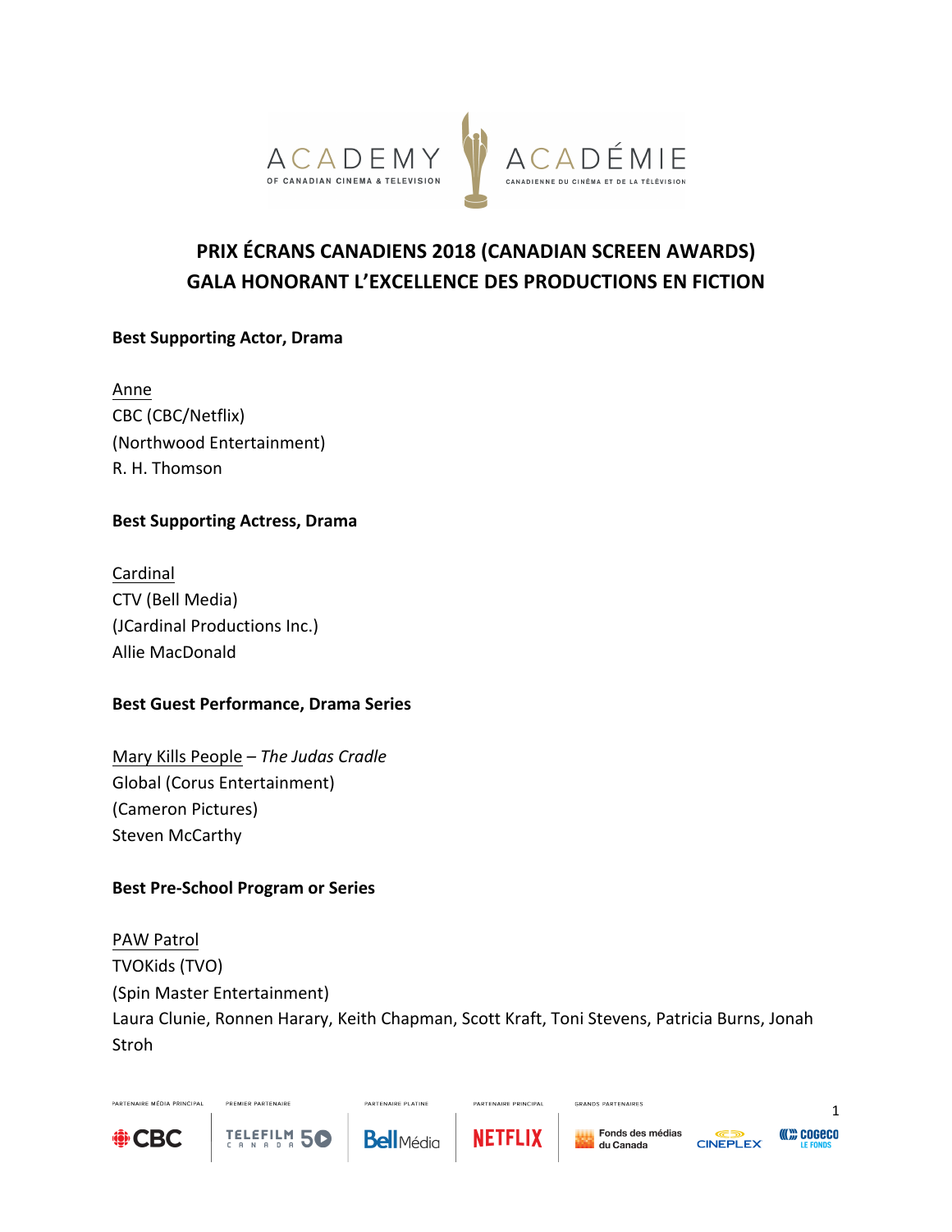# PRIX ÉCRANS CANADIENS 2018 (CANADIAN SCREEN AWARDS)
# GALA HONORANT L'EXCELLENCE DES PRODUCTIONS EN FICTION

**Best Supporting Actor, Drama**

Anne
CBC (CBC/Netflix)
(Northwood Entertainment)
R. H. Thomson

**Best Supporting Actress, Drama**

Cardinal
CTV (Bell Media)
(JCardinal Productions Inc.)
Allie MacDonald

**Best Guest Performance, Drama Series**

Mary Kills People – *The Judas Cradle*
Global (Corus Entertainment)
(Cameron Pictures)
Steven McCarthy

**Best Pre-School Program or Series**

PAW Patrol
TVOKids (TVO)
(Spin Master Entertainment)
Laura Clunie, Ronnen Harary, Keith Chapman, Scott Kraft, Toni Stevens, Patricia Burns, Jonah Stroh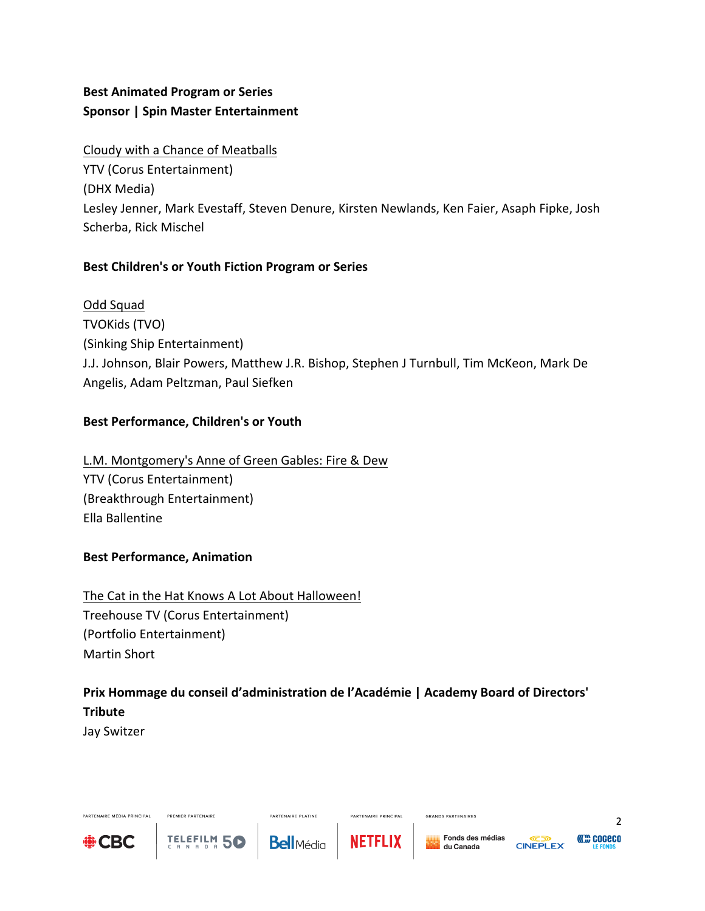**Best Animated Program or Series**
**Sponsor | Spin Master Entertainment**

Cloudy with a Chance of Meatballs
YTV (Corus Entertainment)
(DHX Media)
Lesley Jenner, Mark Evestaff, Steven Denure, Kirsten Newlands, Ken Faier, Asaph Fipke, Josh Scherba, Rick Mischel

**Best Children's or Youth Fiction Program or Series**

Odd Squad
TVOKids (TVO)
(Sinking Ship Entertainment)
J.J. Johnson, Blair Powers, Matthew J.R. Bishop, Stephen J Turnbull, Tim McKeon, Mark De Angelis, Adam Peltzman, Paul Siefken

**Best Performance, Children's or Youth**

L.M. Montgomery's Anne of Green Gables: Fire & Dew
YTV (Corus Entertainment)
(Breakthrough Entertainment)
Ella Ballentine

**Best Performance, Animation**

The Cat in the Hat Knows A Lot About Halloween!
Treehouse TV (Corus Entertainment)
(Portfolio Entertainment)
Martin Short

**Prix Hommage du conseil d'administration de l'Académie | Academy Board of Directors' Tribute**
Jay Switzer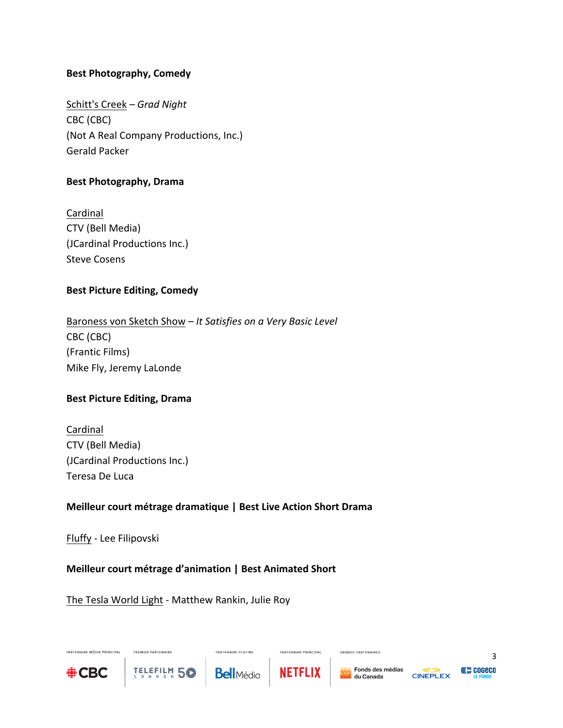**Best Photography, Comedy**

Schitt's Creek – *Grad Night*
CBC (CBC)
(Not A Real Company Productions, Inc.)
Gerald Packer

**Best Photography, Drama**

Cardinal
CTV (Bell Media)
(JCardinal Productions Inc.)
Steve Cosens

**Best Picture Editing, Comedy**

Baroness von Sketch Show – *It Satisfies on a Very Basic Level*
CBC (CBC)
(Frantic Films)
Mike Fly, Jeremy LaLonde

**Best Picture Editing, Drama**

Cardinal
CTV (Bell Media)
(JCardinal Productions Inc.)
Teresa De Luca

**Meilleur court métrage dramatique | Best Live Action Short Drama**

Fluffy - Lee Filipovski

**Meilleur court métrage d'animation | Best Animated Short**

The Tesla World Light - Matthew Rankin, Julie Roy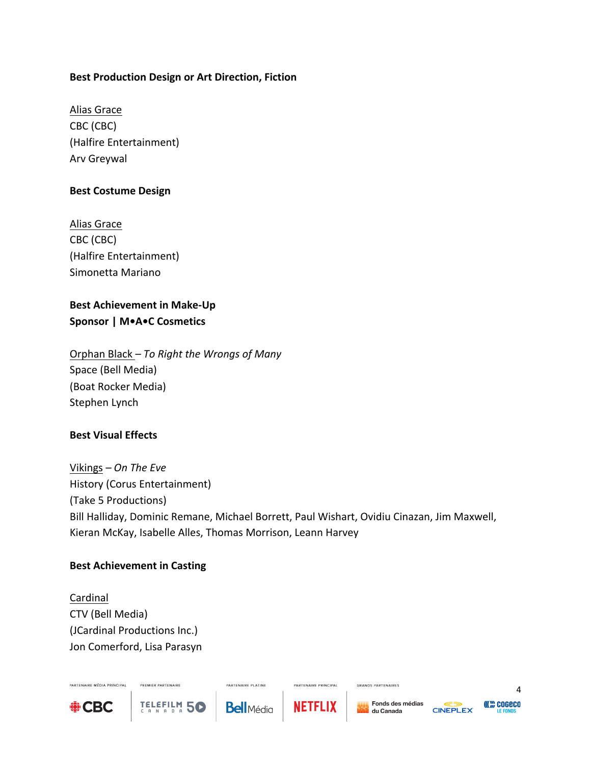**Best Production Design or Art Direction, Fiction**

Alias Grace
CBC (CBC)
(Halfire Entertainment)
Arv Greywal

**Best Costume Design**

Alias Grace
CBC (CBC)
(Halfire Entertainment)
Simonetta Mariano

**Best Achievement in Make-Up**
**Sponsor | M•A•C Cosmetics**

Orphan Black – *To Right the Wrongs of Many*
Space (Bell Media)
(Boat Rocker Media)
Stephen Lynch

**Best Visual Effects**

Vikings – *On The Eve*
History (Corus Entertainment)
(Take 5 Productions)
Bill Halliday, Dominic Remane, Michael Borrett, Paul Wishart, Ovidiu Cinazan, Jim Maxwell, Kieran McKay, Isabelle Alles, Thomas Morrison, Leann Harvey

**Best Achievement in Casting**

Cardinal
CTV (Bell Media)
(JCardinal Productions Inc.)
Jon Comerford, Lisa Parasyn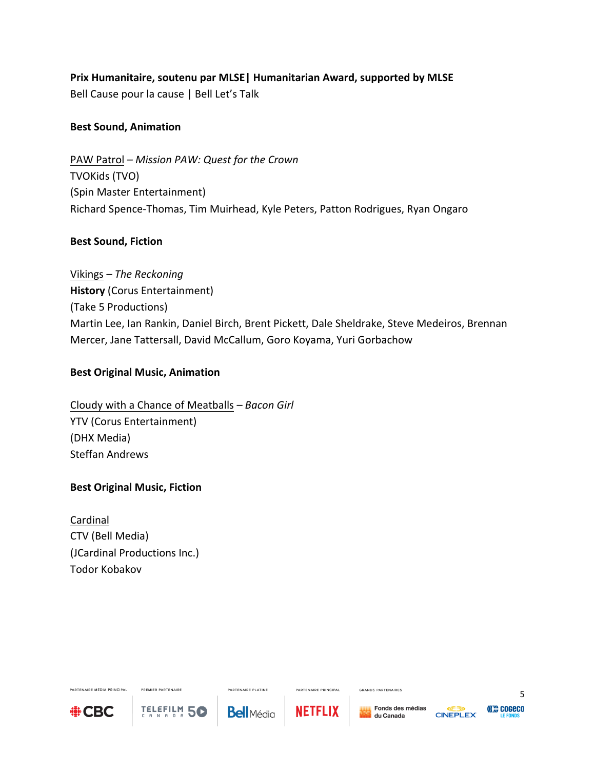**Prix Humanitaire, soutenu par MLSE| Humanitarian Award, supported by MLSE**
Bell Cause pour la cause | Bell Let's Talk

**Best Sound, Animation**

PAW Patrol – *Mission PAW: Quest for the Crown*
TVOKids (TVO)
(Spin Master Entertainment)
Richard Spence-Thomas, Tim Muirhead, Kyle Peters, Patton Rodrigues, Ryan Ongaro

**Best Sound, Fiction**

Vikings – *The Reckoning*
**History** (Corus Entertainment)
(Take 5 Productions)
Martin Lee, Ian Rankin, Daniel Birch, Brent Pickett, Dale Sheldrake, Steve Medeiros, Brennan Mercer, Jane Tattersall, David McCallum, Goro Koyama, Yuri Gorbachow

**Best Original Music, Animation**

Cloudy with a Chance of Meatballs – *Bacon Girl*
YTV (Corus Entertainment)
(DHX Media)
Steffan Andrews

**Best Original Music, Fiction**

Cardinal
CTV (Bell Media)
(JCardinal Productions Inc.)
Todor Kobakov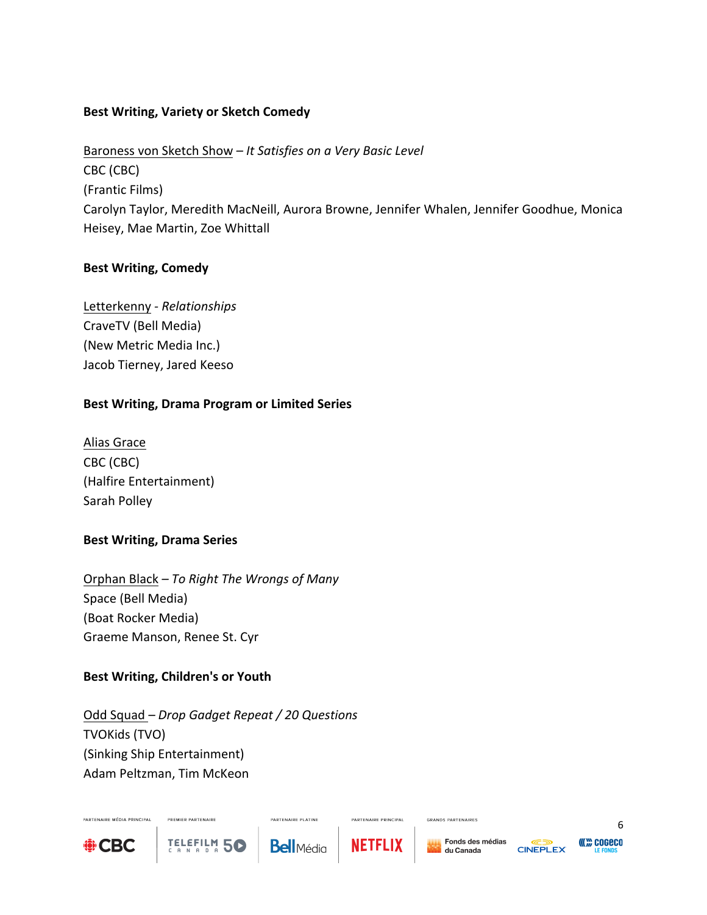**Best Writing, Variety or Sketch Comedy**

Baroness von Sketch Show – *It Satisfies on a Very Basic Level*
CBC (CBC)
(Frantic Films)
Carolyn Taylor, Meredith MacNeill, Aurora Browne, Jennifer Whalen, Jennifer Goodhue, Monica Heisey, Mae Martin, Zoe Whittall

**Best Writing, Comedy**

Letterkenny - *Relationships*
CraveTV (Bell Media)
(New Metric Media Inc.)
Jacob Tierney, Jared Keeso

**Best Writing, Drama Program or Limited Series**

Alias Grace
CBC (CBC)
(Halfire Entertainment)
Sarah Polley

**Best Writing, Drama Series**

Orphan Black – *To Right The Wrongs of Many*
Space (Bell Media)
(Boat Rocker Media)
Graeme Manson, Renee St. Cyr

**Best Writing, Children's or Youth**

Odd Squad – *Drop Gadget Repeat / 20 Questions*
TVOKids (TVO)
(Sinking Ship Entertainment)
Adam Peltzman, Tim McKeon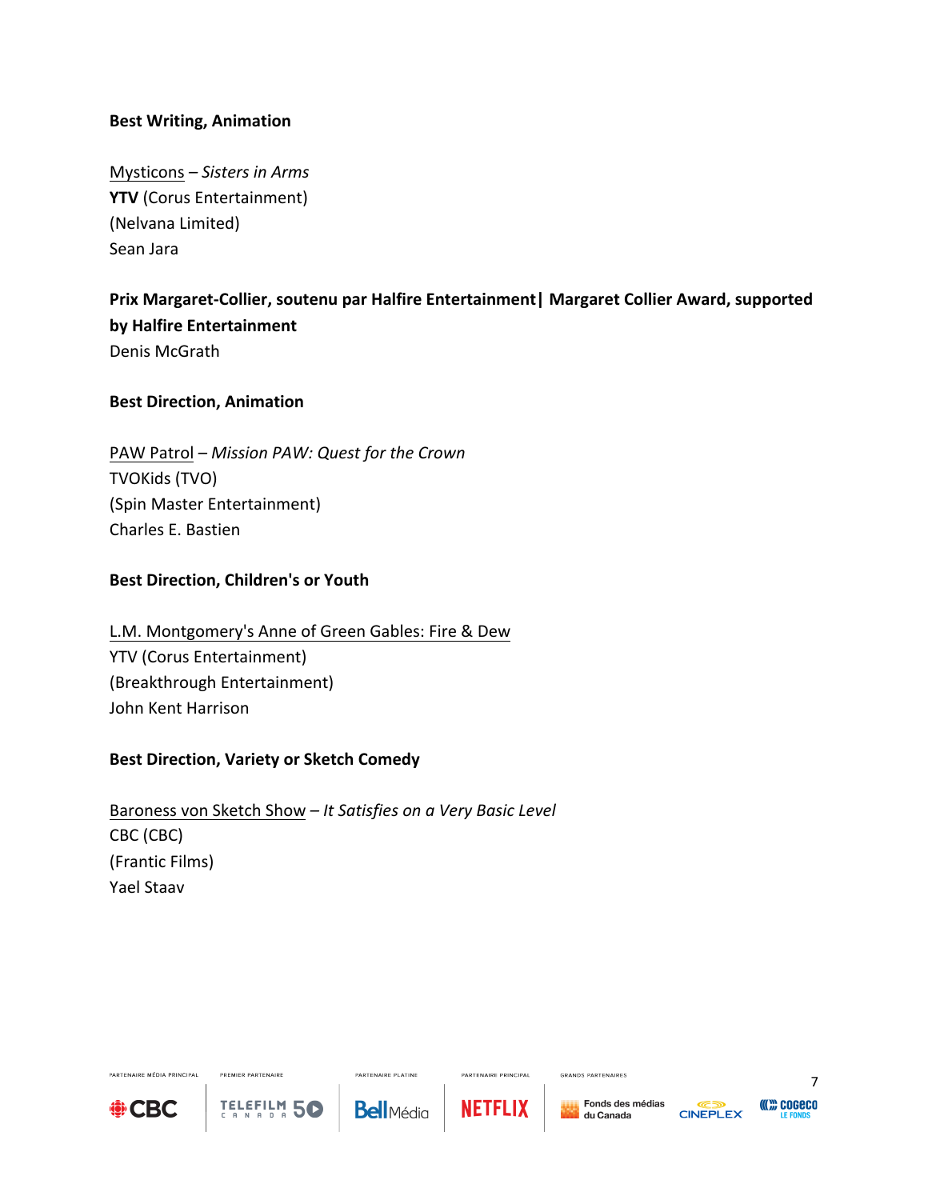**Best Writing, Animation**

Mysticons – *Sisters in Arms*
**YTV** (Corus Entertainment)
(Nelvana Limited)
Sean Jara

**Prix Margaret-Collier, soutenu par Halfire Entertainment| Margaret Collier Award, supported by Halfire Entertainment**
Denis McGrath

**Best Direction, Animation**

PAW Patrol – *Mission PAW: Quest for the Crown*
TVOKids (TVO)
(Spin Master Entertainment)
Charles E. Bastien

**Best Direction, Children's or Youth**

L.M. Montgomery's Anne of Green Gables: Fire & Dew
YTV (Corus Entertainment)
(Breakthrough Entertainment)
John Kent Harrison

**Best Direction, Variety or Sketch Comedy**

Baroness von Sketch Show – *It Satisfies on a Very Basic Level*
CBC (CBC)
(Frantic Films)
Yael Staav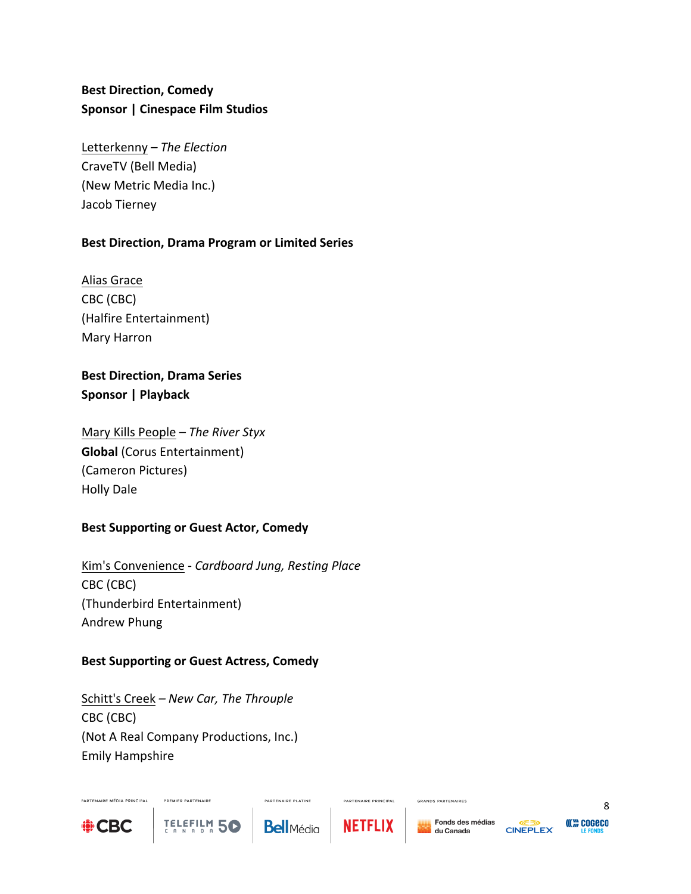**Best Direction, Comedy**
**Sponsor | Cinespace Film Studios**

<u>Letterkenny</u> – *The Election*
CraveTV (Bell Media)
(New Metric Media Inc.)
Jacob Tierney

**Best Direction, Drama Program or Limited Series**

<u>Alias Grace</u>
CBC (CBC)
(Halfire Entertainment)
Mary Harron

**Best Direction, Drama Series**
**Sponsor | Playback**

<u>Mary Kills People</u> – *The River Styx*
**Global** (Corus Entertainment)
(Cameron Pictures)
Holly Dale

**Best Supporting or Guest Actor, Comedy**

<u>Kim's Convenience</u> - *Cardboard Jung, Resting Place*
CBC (CBC)
(Thunderbird Entertainment)
Andrew Phung

**Best Supporting or Guest Actress, Comedy**

<u>Schitt's Creek</u> – *New Car, The Throuple*
CBC (CBC)
(Not A Real Company Productions, Inc.)
Emily Hampshire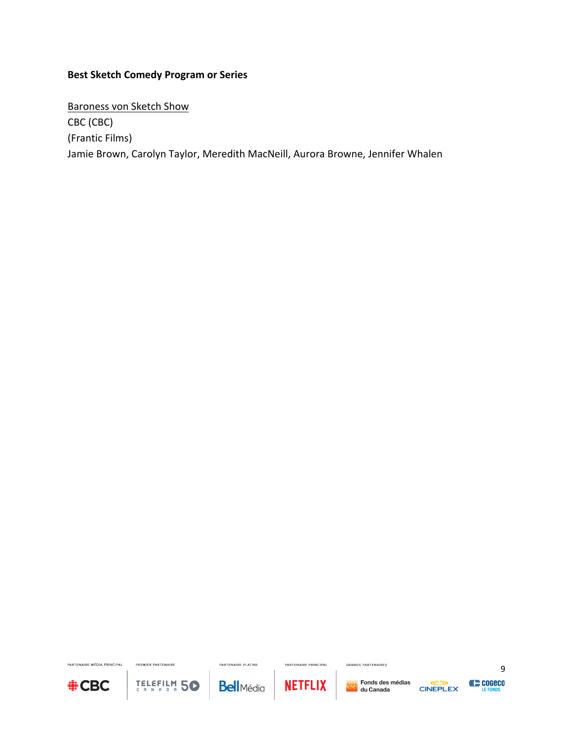**Best Sketch Comedy Program or Series**

Baroness von Sketch Show
CBC (CBC)
(Frantic Films)
Jamie Brown, Carolyn Taylor, Meredith MacNeill, Aurora Browne, Jennifer Whalen